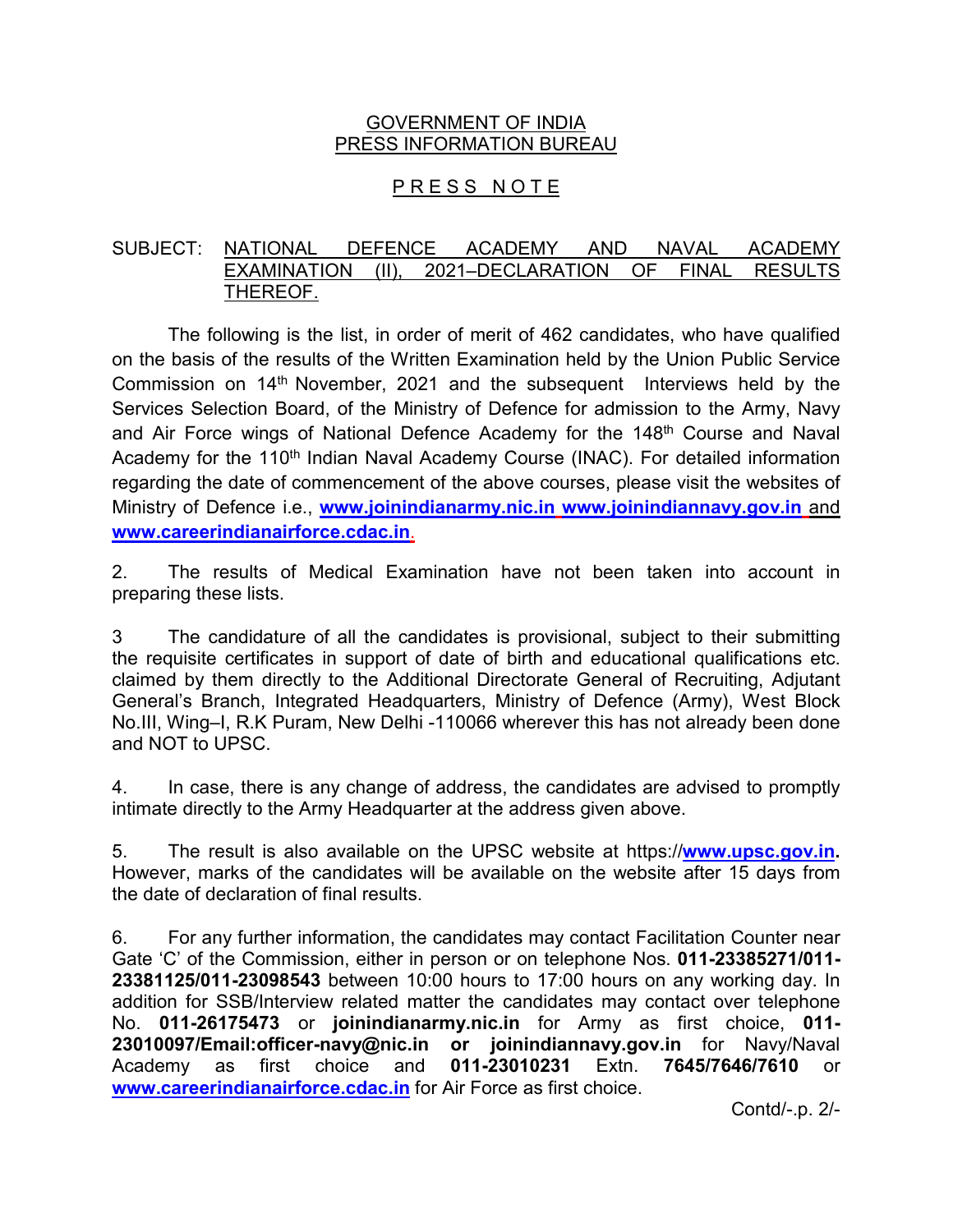GOVERNMENT OF INDIA
PRESS INFORMATION BUREAU

# P R E S S  N O T E

SUBJECT: NATIONAL DEFENCE ACADEMY AND NAVAL ACADEMY EXAMINATION (II), 2021–DECLARATION OF FINAL RESULTS THEREOF.

The following is the list, in order of merit of 462 candidates, who have qualified on the basis of the results of the Written Examination held by the Union Public Service Commission on 14th November, 2021 and the subsequent Interviews held by the Services Selection Board, of the Ministry of Defence for admission to the Army, Navy and Air Force wings of National Defence Academy for the 148th Course and Naval Academy for the 110th Indian Naval Academy Course (INAC). For detailed information regarding the date of commencement of the above courses, please visit the websites of Ministry of Defence i.e., **www.joinindianarmy.nic.in** **www.joinindiannavy.gov.in** and **www.careerindianairforce.cdac.in**.

2. The results of Medical Examination have not been taken into account in preparing these lists.

3 The candidature of all the candidates is provisional, subject to their submitting the requisite certificates in support of date of birth and educational qualifications etc. claimed by them directly to the Additional Directorate General of Recruiting, Adjutant General's Branch, Integrated Headquarters, Ministry of Defence (Army), West Block No.III, Wing–I, R.K Puram, New Delhi -110066 wherever this has not already been done and NOT to UPSC.

4. In case, there is any change of address, the candidates are advised to promptly intimate directly to the Army Headquarter at the address given above.

5. The result is also available on the UPSC website at https://**www.upsc.gov.in.** However, marks of the candidates will be available on the website after 15 days from the date of declaration of final results.

6. For any further information, the candidates may contact Facilitation Counter near Gate 'C' of the Commission, either in person or on telephone Nos. **011-23385271/011-23381125/011-23098543** between 10:00 hours to 17:00 hours on any working day. In addition for SSB/Interview related matter the candidates may contact over telephone No. **011-26175473** or **joinindianarmy.nic.in** for Army as first choice, **011-23010097/Email:officer-navy@nic.in or joinindiannavy.gov.in** for Navy/Naval Academy as first choice and **011-23010231** Extn. **7645/7646/7610** or **www.careerindianairforce.cdac.in** for Air Force as first choice.

Contd/-.p. 2/-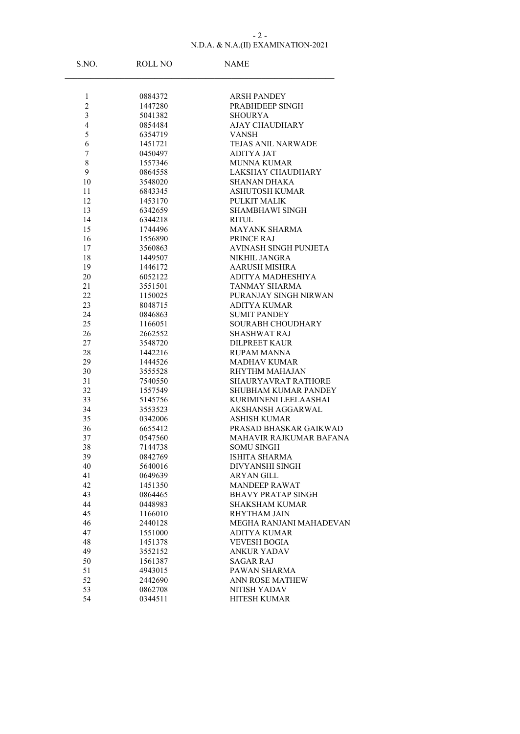N.D.A. & N.A.(II) EXAMINATION-2021

| S.NO. | ROLL NO | NAME |
|---|---|---|
| 1 | 0884372 | ARSH PANDEY |
| 2 | 1447280 | PRABHDEEP SINGH |
| 3 | 5041382 | SHOURYA |
| 4 | 0854484 | AJAY CHAUDHARY |
| 5 | 6354719 | VANSH |
| 6 | 1451721 | TEJAS ANIL NARWADE |
| 7 | 0450497 | ADITYA JAT |
| 8 | 1557346 | MUNNA KUMAR |
| 9 | 0864558 | LAKSHAY CHAUDHARY |
| 10 | 3548020 | SHANAN DHAKA |
| 11 | 6843345 | ASHUTOSH KUMAR |
| 12 | 1453170 | PULKIT MALIK |
| 13 | 6342659 | SHAMBHAWI SINGH |
| 14 | 6344218 | RITUL |
| 15 | 1744496 | MAYANK SHARMA |
| 16 | 1556890 | PRINCE RAJ |
| 17 | 3560863 | AVINASH SINGH PUNJETA |
| 18 | 1449507 | NIKHIL JANGRA |
| 19 | 1446172 | AARUSH MISHRA |
| 20 | 6052122 | ADITYA MADHESHIYA |
| 21 | 3551501 | TANMAY SHARMA |
| 22 | 1150025 | PURANJAY SINGH NIRWAN |
| 23 | 8048715 | ADITYA KUMAR |
| 24 | 0846863 | SUMIT PANDEY |
| 25 | 1166051 | SOURABH CHOUDHARY |
| 26 | 2662552 | SHASHWAT RAJ |
| 27 | 3548720 | DILPREET KAUR |
| 28 | 1442216 | RUPAM MANNA |
| 29 | 1444526 | MADHAV KUMAR |
| 30 | 3555528 | RHYTHM MAHAJAN |
| 31 | 7540550 | SHAURYAVRAT RATHORE |
| 32 | 1557549 | SHUBHAM KUMAR PANDEY |
| 33 | 5145756 | KURIMINENI LEELAASHAI |
| 34 | 3553523 | AKSHANSH AGGARWAL |
| 35 | 0342006 | ASHISH KUMAR |
| 36 | 6655412 | PRASAD BHASKAR GAIKWAD |
| 37 | 0547560 | MAHAVIR RAJKUMAR BAFANA |
| 38 | 7144738 | SOMU SINGH |
| 39 | 0842769 | ISHITA SHARMA |
| 40 | 5640016 | DIVYANSHI SINGH |
| 41 | 0649639 | ARYAN GILL |
| 42 | 1451350 | MANDEEP RAWAT |
| 43 | 0864465 | BHAVY PRATAP SINGH |
| 44 | 0448983 | SHAKSHAM KUMAR |
| 45 | 1166010 | RHYTHAM JAIN |
| 46 | 2440128 | MEGHA RANJANI MAHADEVAN |
| 47 | 1551000 | ADITYA KUMAR |
| 48 | 1451378 | VEVESH BOGIA |
| 49 | 3552152 | ANKUR YADAV |
| 50 | 1561387 | SAGAR RAJ |
| 51 | 4943015 | PAWAN SHARMA |
| 52 | 2442690 | ANN ROSE MATHEW |
| 53 | 0862708 | NITISH YADAV |
| 54 | 0344511 | HITESH KUMAR |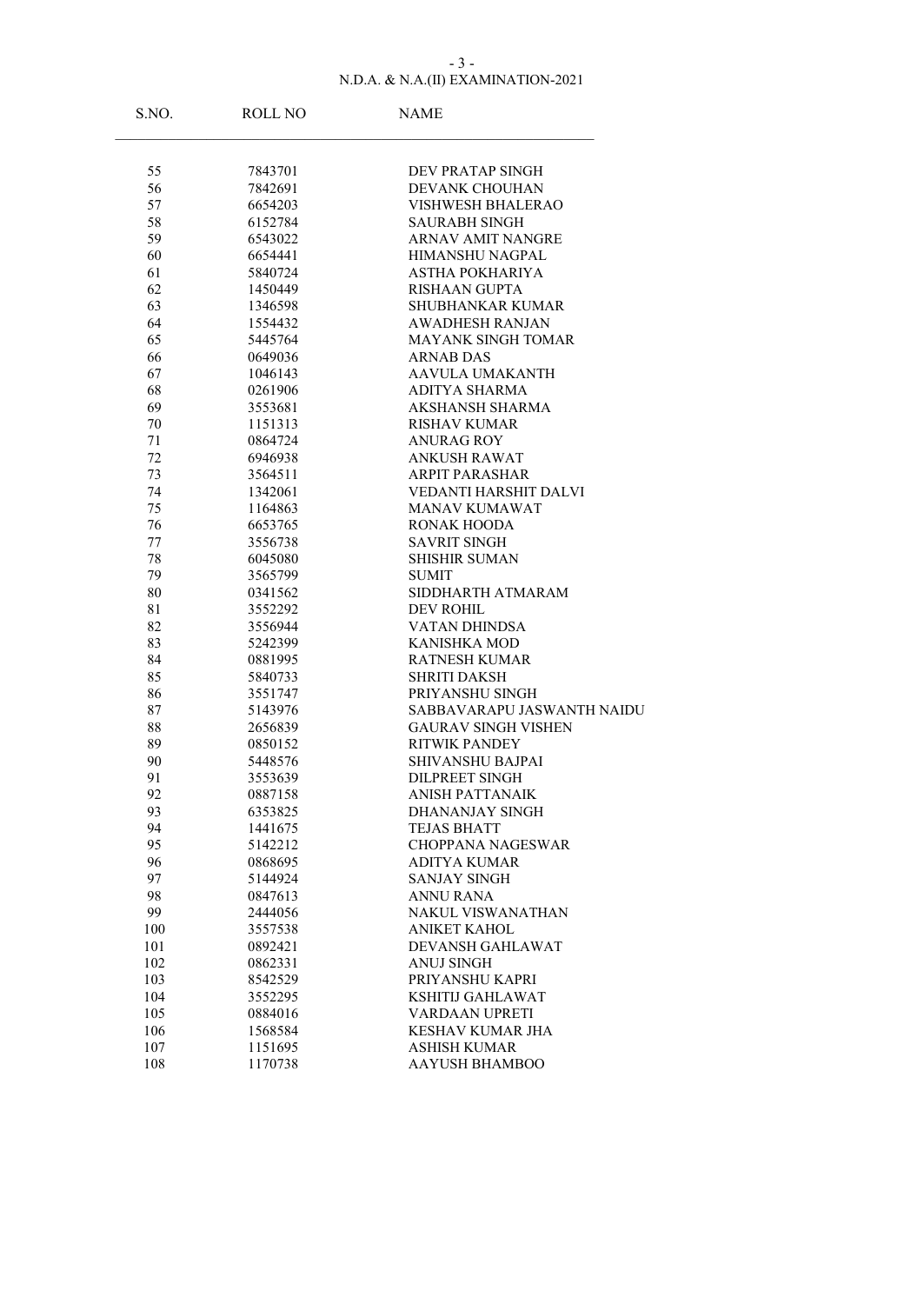N.D.A. & N.A.(II) EXAMINATION-2021

| S.NO. | ROLL NO | NAME |
|---|---|---|
| 55 | 7843701 | DEV PRATAP SINGH |
| 56 | 7842691 | DEVANK CHOUHAN |
| 57 | 6654203 | VISHWESH BHALERAO |
| 58 | 6152784 | SAURABH SINGH |
| 59 | 6543022 | ARNAV AMIT NANGRE |
| 60 | 6654441 | HIMANSHU NAGPAL |
| 61 | 5840724 | ASTHA POKHARIYA |
| 62 | 1450449 | RISHAAN GUPTA |
| 63 | 1346598 | SHUBHANKAR KUMAR |
| 64 | 1554432 | AWADHESH RANJAN |
| 65 | 5445764 | MAYANK SINGH TOMAR |
| 66 | 0649036 | ARNAB DAS |
| 67 | 1046143 | AAVULA UMAKANTH |
| 68 | 0261906 | ADITYA SHARMA |
| 69 | 3553681 | AKSHANSH SHARMA |
| 70 | 1151313 | RISHAV KUMAR |
| 71 | 0864724 | ANURAG ROY |
| 72 | 6946938 | ANKUSH RAWAT |
| 73 | 3564511 | ARPIT PARASHAR |
| 74 | 1342061 | VEDANTI HARSHIT DALVI |
| 75 | 1164863 | MANAV KUMAWAT |
| 76 | 6653765 | RONAK HOODA |
| 77 | 3556738 | SAVRIT SINGH |
| 78 | 6045080 | SHISHIR SUMAN |
| 79 | 3565799 | SUMIT |
| 80 | 0341562 | SIDDHARTH ATMARAM |
| 81 | 3552292 | DEV ROHIL |
| 82 | 3556944 | VATAN DHINDSA |
| 83 | 5242399 | KANISHKA MOD |
| 84 | 0881995 | RATNESH KUMAR |
| 85 | 5840733 | SHRITI DAKSH |
| 86 | 3551747 | PRIYANSHU SINGH |
| 87 | 5143976 | SABBAVARAPU JASWANTH NAIDU |
| 88 | 2656839 | GAURAV SINGH VISHEN |
| 89 | 0850152 | RITWIK PANDEY |
| 90 | 5448576 | SHIVANSHU BAJPAI |
| 91 | 3553639 | DILPREET SINGH |
| 92 | 0887158 | ANISH PATTANAIK |
| 93 | 6353825 | DHANANJAY SINGH |
| 94 | 1441675 | TEJAS BHATT |
| 95 | 5142212 | CHOPPANA NAGESWAR |
| 96 | 0868695 | ADITYA KUMAR |
| 97 | 5144924 | SANJAY SINGH |
| 98 | 0847613 | ANNU RANA |
| 99 | 2444056 | NAKUL VISWANATHAN |
| 100 | 3557538 | ANIKET KAHOL |
| 101 | 0892421 | DEVANSH GAHLAWAT |
| 102 | 0862331 | ANUJ SINGH |
| 103 | 8542529 | PRIYANSHU KAPRI |
| 104 | 3552295 | KSHITIJ GAHLAWAT |
| 105 | 0884016 | VARDAAN UPRETI |
| 106 | 1568584 | KESHAV KUMAR JHA |
| 107 | 1151695 | ASHISH KUMAR |
| 108 | 1170738 | AAYUSH BHAMBOO |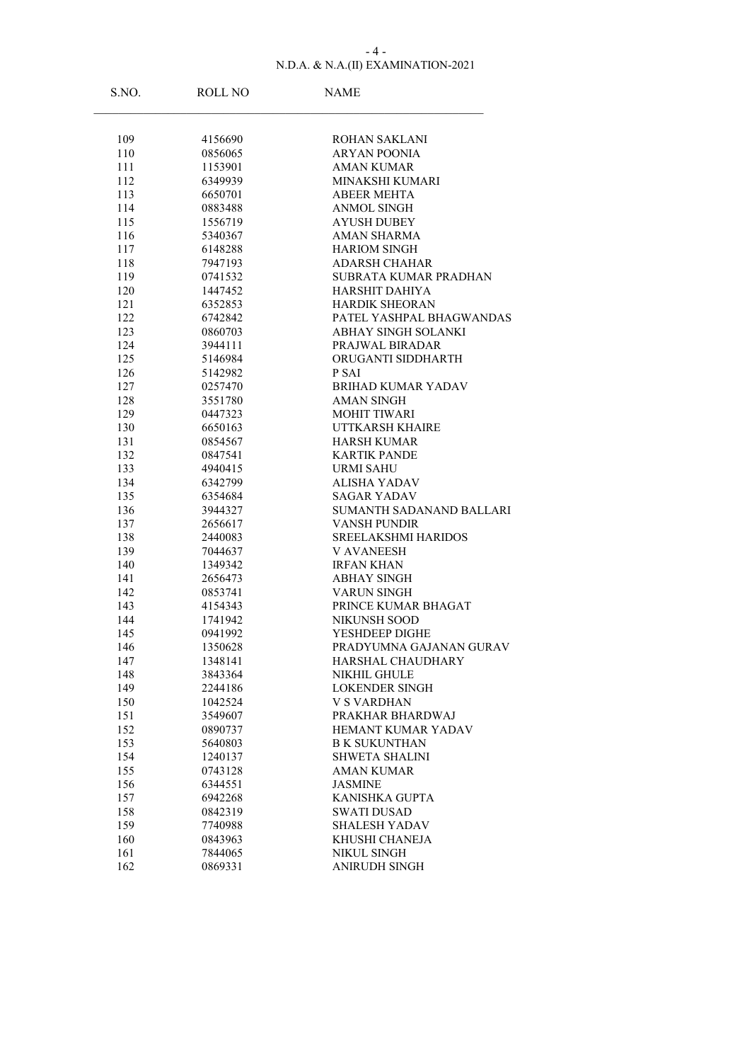| S.NO. | ROLL NO | NAME |
|---|---|---|
| 109 | 4156690 | ROHAN SAKLANI |
| 110 | 0856065 | ARYAN POONIA |
| 111 | 1153901 | AMAN KUMAR |
| 112 | 6349939 | MINAKSHI KUMARI |
| 113 | 6650701 | ABEER MEHTA |
| 114 | 0883488 | ANMOL SINGH |
| 115 | 1556719 | AYUSH DUBEY |
| 116 | 5340367 | AMAN SHARMA |
| 117 | 6148288 | HARIOM SINGH |
| 118 | 7947193 | ADARSH CHAHAR |
| 119 | 0741532 | SUBRATA KUMAR PRADHAN |
| 120 | 1447452 | HARSHIT DAHIYA |
| 121 | 6352853 | HARDIK SHEORAN |
| 122 | 6742842 | PATEL YASHPAL BHAGWANDAS |
| 123 | 0860703 | ABHAY SINGH SOLANKI |
| 124 | 3944111 | PRAJWAL BIRADAR |
| 125 | 5146984 | ORUGANTI SIDDHARTH |
| 126 | 5142982 | P SAI |
| 127 | 0257470 | BRIHAD KUMAR YADAV |
| 128 | 3551780 | AMAN SINGH |
| 129 | 0447323 | MOHIT TIWARI |
| 130 | 6650163 | UTTKARSH KHAIRE |
| 131 | 0854567 | HARSH KUMAR |
| 132 | 0847541 | KARTIK PANDE |
| 133 | 4940415 | URMI SAHU |
| 134 | 6342799 | ALISHA YADAV |
| 135 | 6354684 | SAGAR YADAV |
| 136 | 3944327 | SUMANTH SADANAND BALLARI |
| 137 | 2656617 | VANSH PUNDIR |
| 138 | 2440083 | SREELAKSHMI HARIDOS |
| 139 | 7044637 | V AVANEESH |
| 140 | 1349342 | IRFAN KHAN |
| 141 | 2656473 | ABHAY SINGH |
| 142 | 0853741 | VARUN SINGH |
| 143 | 4154343 | PRINCE KUMAR BHAGAT |
| 144 | 1741942 | NIKUNSH SOOD |
| 145 | 0941992 | YESHDEEP DIGHE |
| 146 | 1350628 | PRADYUMNA GAJANAN GURAV |
| 147 | 1348141 | HARSHAL CHAUDHARY |
| 148 | 3843364 | NIKHIL GHULE |
| 149 | 2244186 | LOKENDER SINGH |
| 150 | 1042524 | V S VARDHAN |
| 151 | 3549607 | PRAKHAR BHARDWAJ |
| 152 | 0890737 | HEMANT KUMAR YADAV |
| 153 | 5640803 | B K SUKUNTHAN |
| 154 | 1240137 | SHWETA SHALINI |
| 155 | 0743128 | AMAN KUMAR |
| 156 | 6344551 | JASMINE |
| 157 | 6942268 | KANISHKA GUPTA |
| 158 | 0842319 | SWATI DUSAD |
| 159 | 7740988 | SHALESH YADAV |
| 160 | 0843963 | KHUSHI CHANEJA |
| 161 | 7844065 | NIKUL SINGH |
| 162 | 0869331 | ANIRUDH SINGH |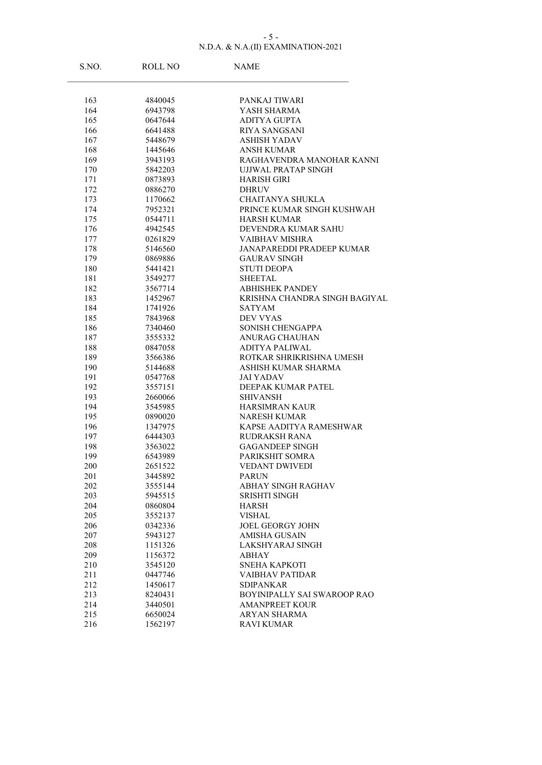| S.NO. | ROLL NO | NAME |
|---|---|---|
| 163 | 4840045 | PANKAJ TIWARI |
| 164 | 6943798 | YASH SHARMA |
| 165 | 0647644 | ADITYA GUPTA |
| 166 | 6641488 | RIYA SANGSANI |
| 167 | 5448679 | ASHISH YADAV |
| 168 | 1445646 | ANSH KUMAR |
| 169 | 3943193 | RAGHAVENDRA MANOHAR KANNI |
| 170 | 5842203 | UJJWAL PRATAP SINGH |
| 171 | 0873893 | HARISH GIRI |
| 172 | 0886270 | DHRUV |
| 173 | 1170662 | CHAITANYA SHUKLA |
| 174 | 7952321 | PRINCE KUMAR SINGH KUSHWAH |
| 175 | 0544711 | HARSH KUMAR |
| 176 | 4942545 | DEVENDRA KUMAR SAHU |
| 177 | 0261829 | VAIBHAV MISHRA |
| 178 | 5146560 | JANAPAREDDI PRADEEP KUMAR |
| 179 | 0869886 | GAURAV SINGH |
| 180 | 5441421 | STUTI DEOPA |
| 181 | 3549277 | SHEETAL |
| 182 | 3567714 | ABHISHEK PANDEY |
| 183 | 1452967 | KRISHNA CHANDRA SINGH BAGIYAL |
| 184 | 1741926 | SATYAM |
| 185 | 7843968 | DEV VYAS |
| 186 | 7340460 | SONISH CHENGAPPA |
| 187 | 3555332 | ANURAG CHAUHAN |
| 188 | 0847058 | ADITYA PALIWAL |
| 189 | 3566386 | ROTKAR SHRIKRISHNA UMESH |
| 190 | 5144688 | ASHISH KUMAR SHARMA |
| 191 | 0547768 | JAI YADAV |
| 192 | 3557151 | DEEPAK KUMAR PATEL |
| 193 | 2660066 | SHIVANSH |
| 194 | 3545985 | HARSIMRAN KAUR |
| 195 | 0890020 | NARESH KUMAR |
| 196 | 1347975 | KAPSE AADITYA RAMESHWAR |
| 197 | 6444303 | RUDRAKSH RANA |
| 198 | 3563022 | GAGANDEEP SINGH |
| 199 | 6543989 | PARIKSHIT SOMRA |
| 200 | 2651522 | VEDANT DWIVEDI |
| 201 | 3445892 | PARUN |
| 202 | 3555144 | ABHAY SINGH RAGHAV |
| 203 | 5945515 | SRISHTI SINGH |
| 204 | 0860804 | HARSH |
| 205 | 3552137 | VISHAL |
| 206 | 0342336 | JOEL GEORGY JOHN |
| 207 | 5943127 | AMISHA GUSAIN |
| 208 | 1151326 | LAKSHYARAJ SINGH |
| 209 | 1156372 | ABHAY |
| 210 | 3545120 | SNEHA KAPKOTI |
| 211 | 0447746 | VAIBHAV PATIDAR |
| 212 | 1450617 | SDIPANKAR |
| 213 | 8240431 | BOYINIPALLY SAI SWAROOP RAO |
| 214 | 3440501 | AMANPREET KOUR |
| 215 | 6650024 | ARYAN SHARMA |
| 216 | 1562197 | RAVI KUMAR |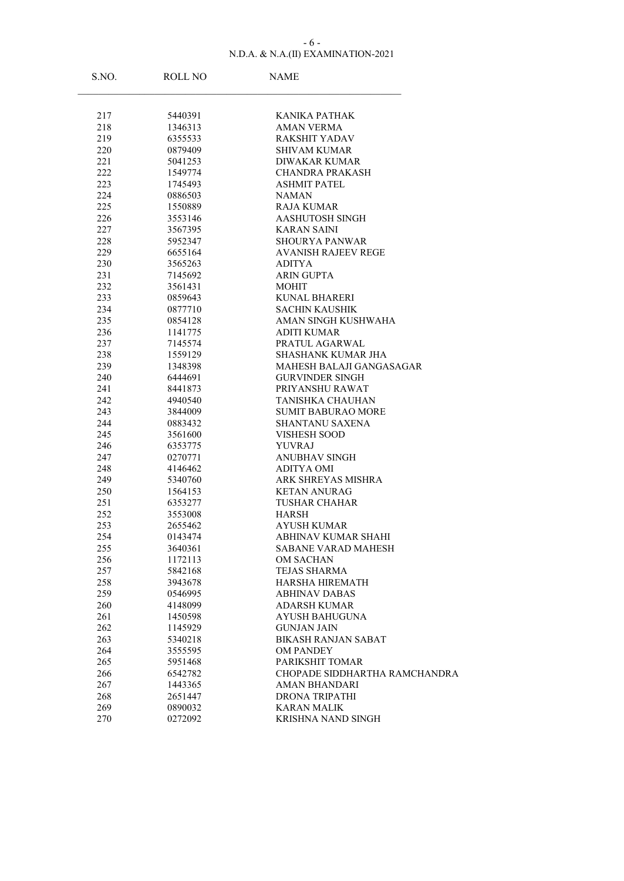| S.NO. | ROLL NO | NAME |
|---|---|---|
| 217 | 5440391 | KANIKA PATHAK |
| 218 | 1346313 | AMAN VERMA |
| 219 | 6355533 | RAKSHIT YADAV |
| 220 | 0879409 | SHIVAM KUMAR |
| 221 | 5041253 | DIWAKAR KUMAR |
| 222 | 1549774 | CHANDRA PRAKASH |
| 223 | 1745493 | ASHMIT PATEL |
| 224 | 0886503 | NAMAN |
| 225 | 1550889 | RAJA KUMAR |
| 226 | 3553146 | AASHUTOSH SINGH |
| 227 | 3567395 | KARAN SAINI |
| 228 | 5952347 | SHOURYA PANWAR |
| 229 | 6655164 | AVANISH RAJEEV REGE |
| 230 | 3565263 | ADITYA |
| 231 | 7145692 | ARIN GUPTA |
| 232 | 3561431 | MOHIT |
| 233 | 0859643 | KUNAL BHARERI |
| 234 | 0877710 | SACHIN KAUSHIK |
| 235 | 0854128 | AMAN SINGH KUSHWAHA |
| 236 | 1141775 | ADITI KUMAR |
| 237 | 7145574 | PRATUL AGARWAL |
| 238 | 1559129 | SHASHANK KUMAR JHA |
| 239 | 1348398 | MAHESH BALAJI GANGASAGAR |
| 240 | 6444691 | GURVINDER SINGH |
| 241 | 8441873 | PRIYANSHU RAWAT |
| 242 | 4940540 | TANISHKA CHAUHAN |
| 243 | 3844009 | SUMIT BABURAO MORE |
| 244 | 0883432 | SHANTANU SAXENA |
| 245 | 3561600 | VISHESH SOOD |
| 246 | 6353775 | YUVRAJ |
| 247 | 0270771 | ANUBHAV SINGH |
| 248 | 4146462 | ADITYA OMI |
| 249 | 5340760 | ARK SHREYAS MISHRA |
| 250 | 1564153 | KETAN ANURAG |
| 251 | 6353277 | TUSHAR CHAHAR |
| 252 | 3553008 | HARSH |
| 253 | 2655462 | AYUSH KUMAR |
| 254 | 0143474 | ABHINAV KUMAR SHAHI |
| 255 | 3640361 | SABANE VARAD MAHESH |
| 256 | 1172113 | OM SACHAN |
| 257 | 5842168 | TEJAS SHARMA |
| 258 | 3943678 | HARSHA HIREMATH |
| 259 | 0546995 | ABHINAV DABAS |
| 260 | 4148099 | ADARSH KUMAR |
| 261 | 1450598 | AYUSH BAHUGUNA |
| 262 | 1145929 | GUNJAN JAIN |
| 263 | 5340218 | BIKASH RANJAN SABAT |
| 264 | 3555595 | OM PANDEY |
| 265 | 5951468 | PARIKSHIT TOMAR |
| 266 | 6542782 | CHOPADE SIDDHARTHA RAMCHANDRA |
| 267 | 1443365 | AMAN BHANDARI |
| 268 | 2651447 | DRONA TRIPATHI |
| 269 | 0890032 | KARAN MALIK |
| 270 | 0272092 | KRISHNA NAND SINGH |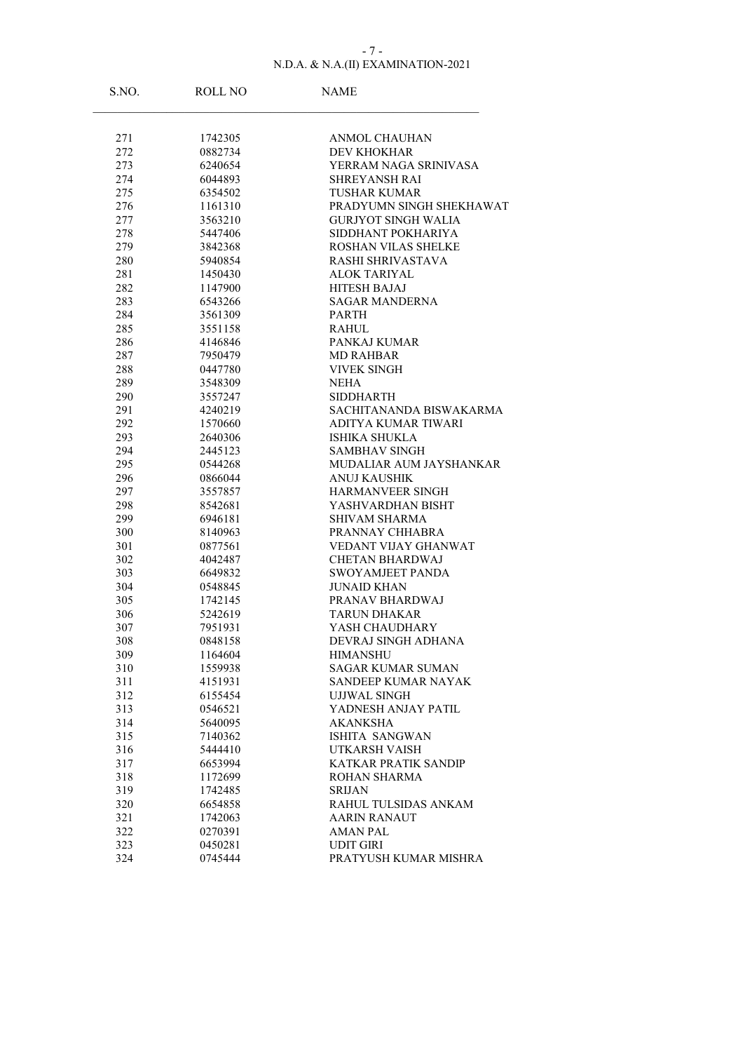| S.NO. | ROLL NO | NAME |
|---|---|---|
| 271 | 1742305 | ANMOL CHAUHAN |
| 272 | 0882734 | DEV KHOKHAR |
| 273 | 6240654 | YERRAM NAGA SRINIVASA |
| 274 | 6044893 | SHREYANSH RAI |
| 275 | 6354502 | TUSHAR KUMAR |
| 276 | 1161310 | PRADYUMN SINGH SHEKHAWAT |
| 277 | 3563210 | GURJYOT SINGH WALIA |
| 278 | 5447406 | SIDDHANT POKHARIYA |
| 279 | 3842368 | ROSHAN VILAS SHELKE |
| 280 | 5940854 | RASHI SHRIVASTAVA |
| 281 | 1450430 | ALOK TARIYAL |
| 282 | 1147900 | HITESH BAJAJ |
| 283 | 6543266 | SAGAR MANDERNA |
| 284 | 3561309 | PARTH |
| 285 | 3551158 | RAHUL |
| 286 | 4146846 | PANKAJ KUMAR |
| 287 | 7950479 | MD RAHBAR |
| 288 | 0447780 | VIVEK SINGH |
| 289 | 3548309 | NEHA |
| 290 | 3557247 | SIDDHARTH |
| 291 | 4240219 | SACHITANANDA BISWAKARMA |
| 292 | 1570660 | ADITYA KUMAR TIWARI |
| 293 | 2640306 | ISHIKA SHUKLA |
| 294 | 2445123 | SAMBHAV SINGH |
| 295 | 0544268 | MUDALIAR AUM JAYSHANKAR |
| 296 | 0866044 | ANUJ KAUSHIK |
| 297 | 3557857 | HARMANVEER SINGH |
| 298 | 8542681 | YASHVARDHAN BISHT |
| 299 | 6946181 | SHIVAM SHARMA |
| 300 | 8140963 | PRANNAY CHHABRA |
| 301 | 0877561 | VEDANT VIJAY GHANWAT |
| 302 | 4042487 | CHETAN BHARDWAJ |
| 303 | 6649832 | SWOYAMJEET PANDA |
| 304 | 0548845 | JUNAID KHAN |
| 305 | 1742145 | PRANAV BHARDWAJ |
| 306 | 5242619 | TARUN DHAKAR |
| 307 | 7951931 | YASH CHAUDHARY |
| 308 | 0848158 | DEVRAJ SINGH ADHANA |
| 309 | 1164604 | HIMANSHU |
| 310 | 1559938 | SAGAR KUMAR SUMAN |
| 311 | 4151931 | SANDEEP KUMAR NAYAK |
| 312 | 6155454 | UJJWAL SINGH |
| 313 | 0546521 | YADNESH ANJAY PATIL |
| 314 | 5640095 | AKANKSHA |
| 315 | 7140362 | ISHITA SANGWAN |
| 316 | 5444410 | UTKARSH VAISH |
| 317 | 6653994 | KATKAR PRATIK SANDIP |
| 318 | 1172699 | ROHAN SHARMA |
| 319 | 1742485 | SRIJAN |
| 320 | 6654858 | RAHUL TULSIDAS ANKAM |
| 321 | 1742063 | AARIN RANAUT |
| 322 | 0270391 | AMAN PAL |
| 323 | 0450281 | UDIT GIRI |
| 324 | 0745444 | PRATYUSH KUMAR MISHRA |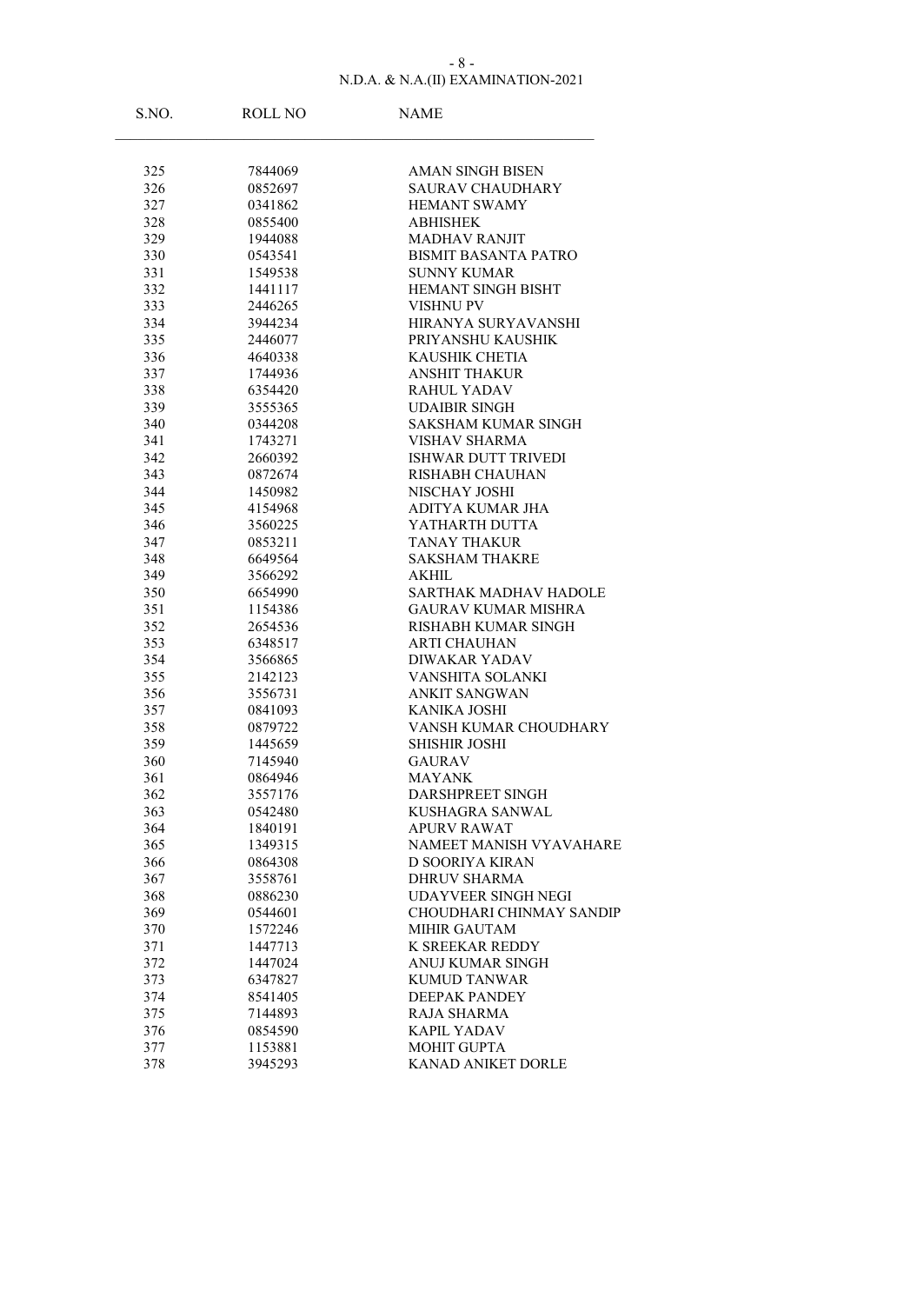| S.NO. | ROLL NO | NAME |
|---|---|---|
| 325 | 7844069 | AMAN SINGH BISEN |
| 326 | 0852697 | SAURAV CHAUDHARY |
| 327 | 0341862 | HEMANT SWAMY |
| 328 | 0855400 | ABHISHEK |
| 329 | 1944088 | MADHAV RANJIT |
| 330 | 0543541 | BISMIT BASANTA PATRO |
| 331 | 1549538 | SUNNY KUMAR |
| 332 | 1441117 | HEMANT SINGH BISHT |
| 333 | 2446265 | VISHNU PV |
| 334 | 3944234 | HIRANYA SURYAVANSHI |
| 335 | 2446077 | PRIYANSHU KAUSHIK |
| 336 | 4640338 | KAUSHIK CHETIA |
| 337 | 1744936 | ANSHIT THAKUR |
| 338 | 6354420 | RAHUL YADAV |
| 339 | 3555365 | UDAIBIR SINGH |
| 340 | 0344208 | SAKSHAM KUMAR SINGH |
| 341 | 1743271 | VISHAV SHARMA |
| 342 | 2660392 | ISHWAR DUTT TRIVEDI |
| 343 | 0872674 | RISHABH CHAUHAN |
| 344 | 1450982 | NISCHAY JOSHI |
| 345 | 4154968 | ADITYA KUMAR JHA |
| 346 | 3560225 | YATHARTH DUTTA |
| 347 | 0853211 | TANAY THAKUR |
| 348 | 6649564 | SAKSHAM THAKRE |
| 349 | 3566292 | AKHIL |
| 350 | 6654990 | SARTHAK MADHAV HADOLE |
| 351 | 1154386 | GAURAV KUMAR MISHRA |
| 352 | 2654536 | RISHABH KUMAR SINGH |
| 353 | 6348517 | ARTI CHAUHAN |
| 354 | 3566865 | DIWAKAR YADAV |
| 355 | 2142123 | VANSHITA SOLANKI |
| 356 | 3556731 | ANKIT SANGWAN |
| 357 | 0841093 | KANIKA JOSHI |
| 358 | 0879722 | VANSH KUMAR CHOUDHARY |
| 359 | 1445659 | SHISHIR JOSHI |
| 360 | 7145940 | GAURAV |
| 361 | 0864946 | MAYANK |
| 362 | 3557176 | DARSHPREET SINGH |
| 363 | 0542480 | KUSHAGRA SANWAL |
| 364 | 1840191 | APURV RAWAT |
| 365 | 1349315 | NAMEET MANISH VYAVAHARE |
| 366 | 0864308 | D SOORIYA KIRAN |
| 367 | 3558761 | DHRUV SHARMA |
| 368 | 0886230 | UDAYVEER SINGH NEGI |
| 369 | 0544601 | CHOUDHARI CHINMAY SANDIP |
| 370 | 1572246 | MIHIR GAUTAM |
| 371 | 1447713 | K SREEKAR REDDY |
| 372 | 1447024 | ANUJ KUMAR SINGH |
| 373 | 6347827 | KUMUD TANWAR |
| 374 | 8541405 | DEEPAK PANDEY |
| 375 | 7144893 | RAJA SHARMA |
| 376 | 0854590 | KAPIL YADAV |
| 377 | 1153881 | MOHIT GUPTA |
| 378 | 3945293 | KANAD ANIKET DORLE |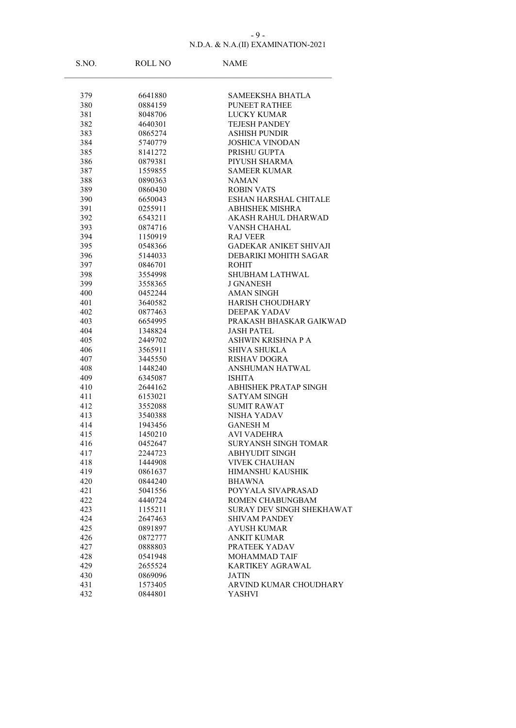| S.NO. | ROLL NO | NAME |
|---|---|---|
| 379 | 6641880 | SAMEEKSHA BHATLA |
| 380 | 0884159 | PUNEET RATHEE |
| 381 | 8048706 | LUCKY KUMAR |
| 382 | 4640301 | TEJESH PANDEY |
| 383 | 0865274 | ASHISH PUNDIR |
| 384 | 5740779 | JOSHICA VINODAN |
| 385 | 8141272 | PRISHU GUPTA |
| 386 | 0879381 | PIYUSH SHARMA |
| 387 | 1559855 | SAMEER KUMAR |
| 388 | 0890363 | NAMAN |
| 389 | 0860430 | ROBIN VATS |
| 390 | 6650043 | ESHAN HARSHAL CHITALE |
| 391 | 0255911 | ABHISHEK MISHRA |
| 392 | 6543211 | AKASH RAHUL DHARWAD |
| 393 | 0874716 | VANSH CHAHAL |
| 394 | 1150919 | RAJ VEER |
| 395 | 0548366 | GADEKAR ANIKET SHIVAJI |
| 396 | 5144033 | DEBARIKI MOHITH SAGAR |
| 397 | 0846701 | ROHIT |
| 398 | 3554998 | SHUBHAM LATHWAL |
| 399 | 3558365 | J GNANESH |
| 400 | 0452244 | AMAN SINGH |
| 401 | 3640582 | HARISH CHOUDHARY |
| 402 | 0877463 | DEEPAK YADAV |
| 403 | 6654995 | PRAKASH BHASKAR GAIKWAD |
| 404 | 1348824 | JASH PATEL |
| 405 | 2449702 | ASHWIN KRISHNA P A |
| 406 | 3565911 | SHIVA SHUKLA |
| 407 | 3445550 | RISHAV DOGRA |
| 408 | 1448240 | ANSHUMAN HATWAL |
| 409 | 6345087 | ISHITA |
| 410 | 2644162 | ABHISHEK PRATAP SINGH |
| 411 | 6153021 | SATYAM SINGH |
| 412 | 3552088 | SUMIT RAWAT |
| 413 | 3540388 | NISHA YADAV |
| 414 | 1943456 | GANESH M |
| 415 | 1450210 | AVI VADEHRA |
| 416 | 0452647 | SURYANSH SINGH TOMAR |
| 417 | 2244723 | ABHYUDIT SINGH |
| 418 | 1444908 | VIVEK CHAUHAN |
| 419 | 0861637 | HIMANSHU KAUSHIK |
| 420 | 0844240 | BHAWNA |
| 421 | 5041556 | POYYALA SIVAPRASAD |
| 422 | 4440724 | ROMEN CHABUNGBAM |
| 423 | 1155211 | SURAY DEV SINGH SHEKHAWAT |
| 424 | 2647463 | SHIVAM PANDEY |
| 425 | 0891897 | AYUSH KUMAR |
| 426 | 0872777 | ANKIT KUMAR |
| 427 | 0888803 | PRATEEK YADAV |
| 428 | 0541948 | MOHAMMAD TAIF |
| 429 | 2655524 | KARTIKEY AGRAWAL |
| 430 | 0869096 | JATIN |
| 431 | 1573405 | ARVIND KUMAR CHOUDHARY |
| 432 | 0844801 | YASHVI |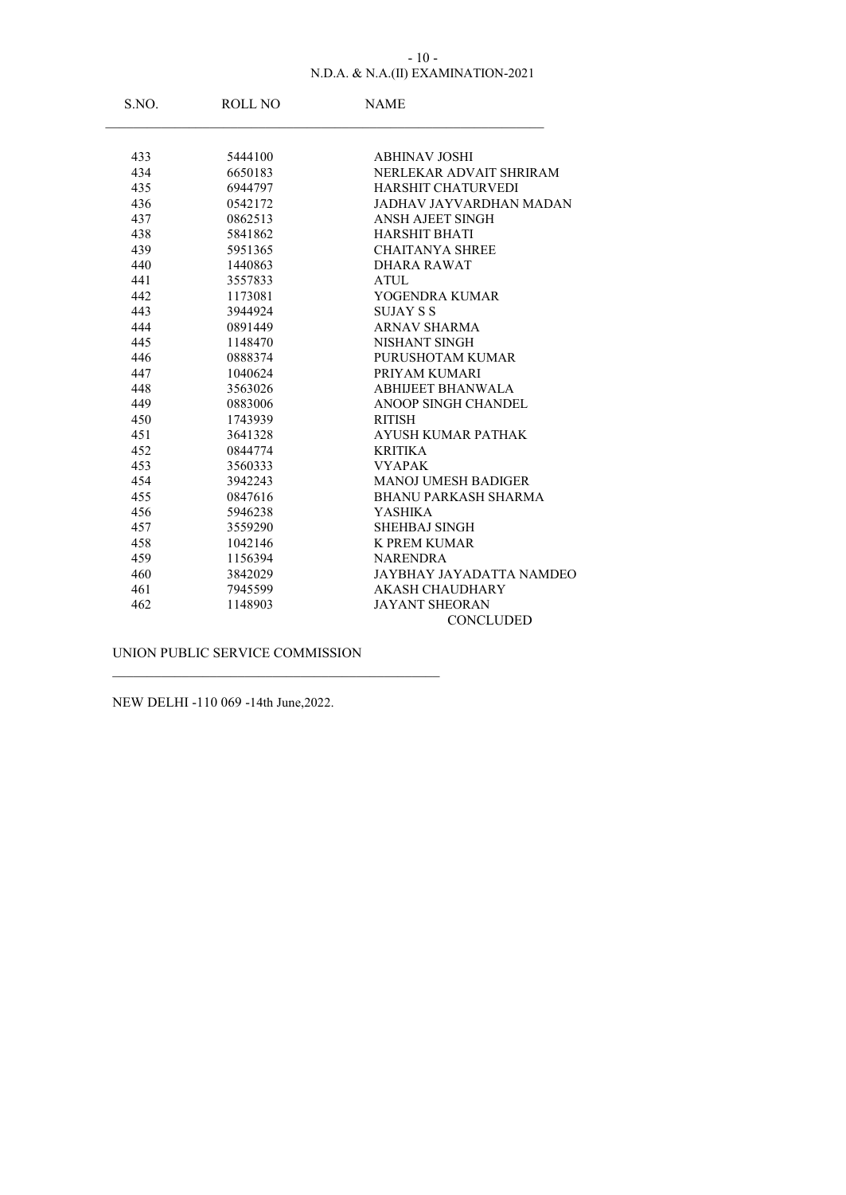| S.NO. | ROLL NO | NAME |
| --- | --- | --- |
| 433 | 5444100 | ABHINAV JOSHI |
| 434 | 6650183 | NERLEKAR ADVAIT SHRIRAM |
| 435 | 6944797 | HARSHIT CHATURVEDI |
| 436 | 0542172 | JADHAV JAYVARDHAN MADAN |
| 437 | 0862513 | ANSH AJEET SINGH |
| 438 | 5841862 | HARSHIT BHATI |
| 439 | 5951365 | CHAITANYA SHREE |
| 440 | 1440863 | DHARA RAWAT |
| 441 | 3557833 | ATUL |
| 442 | 1173081 | YOGENDRA KUMAR |
| 443 | 3944924 | SUJAY S S |
| 444 | 0891449 | ARNAV SHARMA |
| 445 | 1148470 | NISHANT SINGH |
| 446 | 0888374 | PURUSHOTAM KUMAR |
| 447 | 1040624 | PRIYAM KUMARI |
| 448 | 3563026 | ABHIJEET BHANWALA |
| 449 | 0883006 | ANOOP SINGH CHANDEL |
| 450 | 1743939 | RITISH |
| 451 | 3641328 | AYUSH KUMAR PATHAK |
| 452 | 0844774 | KRITIKA |
| 453 | 3560333 | VYAPAK |
| 454 | 3942243 | MANOJ UMESH BADIGER |
| 455 | 0847616 | BHANU PARKASH SHARMA |
| 456 | 5946238 | YASHIKA |
| 457 | 3559290 | SHEHBAJ SINGH |
| 458 | 1042146 | K PREM KUMAR |
| 459 | 1156394 | NARENDRA |
| 460 | 3842029 | JAYBHAY JAYADATTA NAMDEO |
| 461 | 7945599 | AKASH CHAUDHARY |
| 462 | 1148903 | JAYANT SHEORAN |

CONCLUDED

UNION PUBLIC SERVICE COMMISSION

NEW DELHI -110 069 -14th June,2022.